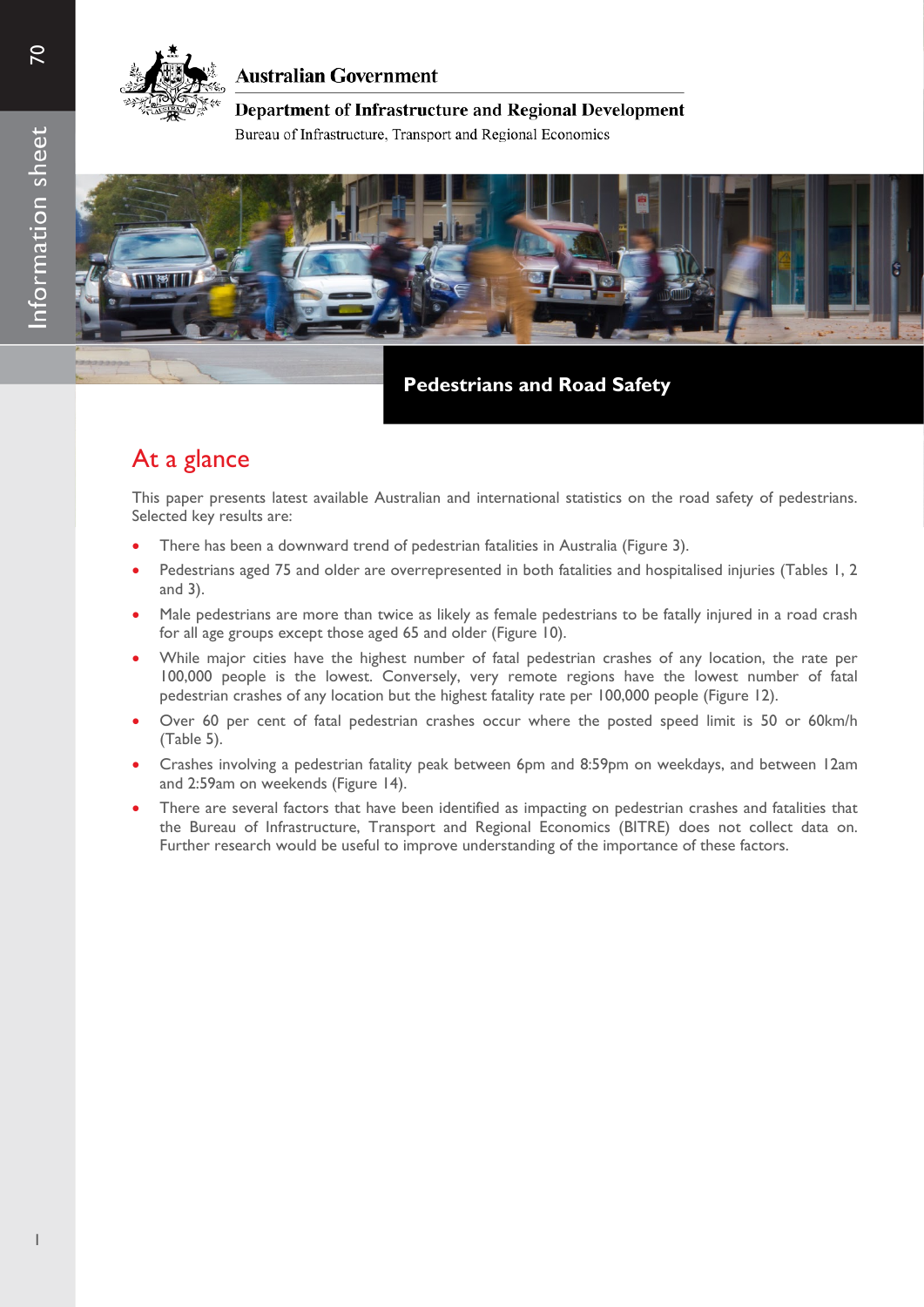Australian Government

Department of Infrastructure and Regional Development

Bureau of Infrastructure, Transport and Regional Economics

Information sheet 70

# Pedestrians and Road Safety

## At a glance

This paper presents latest available Australian and international statistics on the road safety of pedestrians. Selected key results are:

- There has been a downward trend of pedestrian fatalities in Australia (Figure 3).
- Pedestrians aged 75 and older are overrepresented in both fatalities and hospitalised injuries (Tables 1, 2 and 3).
- Male pedestrians are more than twice as likely as female pedestrians to be fatally injured in a road crash for all age groups except those aged 65 and older (Figure 10).
- While major cities have the highest number of fatal pedestrian crashes of any location, the rate per 100,000 people is the lowest. Conversely, very remote regions have the lowest number of fatal pedestrian crashes of any location but the highest fatality rate per 100,000 people (Figure 12).
- Over 60 per cent of fatal pedestrian crashes occur where the posted speed limit is 50 or 60km/h (Table 5).
- Crashes involving a pedestrian fatality peak between 6pm and 8:59pm on weekdays, and between 12am and 2:59am on weekends (Figure 14).
- There are several factors that have been identified as impacting on pedestrian crashes and fatalities that the Bureau of Infrastructure, Transport and Regional Economics (BITRE) does not collect data on. Further research would be useful to improve understanding of the importance of these factors.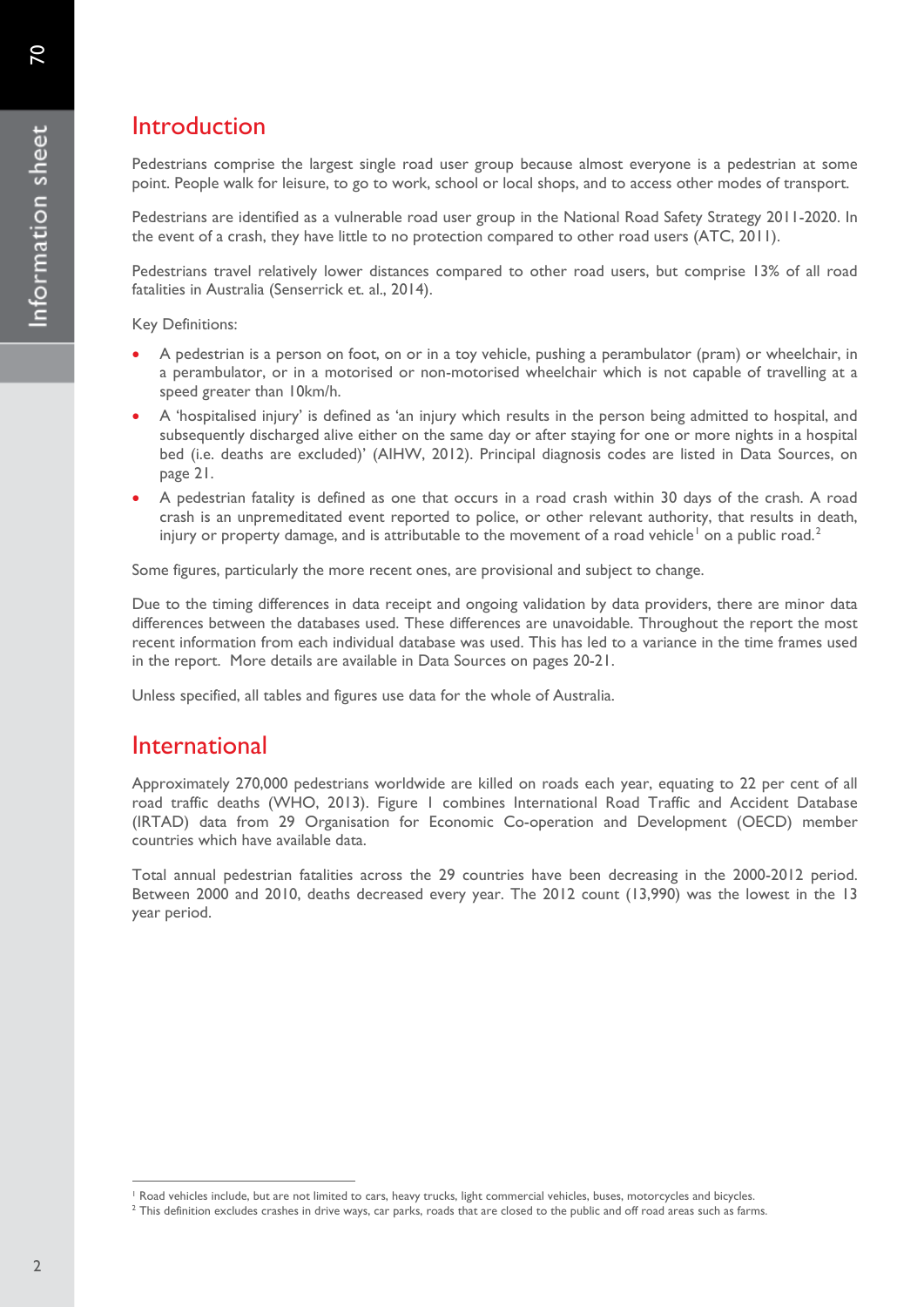## Introduction

Pedestrians comprise the largest single road user group because almost everyone is a pedestrian at some point. People walk for leisure, to go to work, school or local shops, and to access other modes of transport.

Pedestrians are identified as a vulnerable road user group in the National Road Safety Strategy 2011-2020. In the event of a crash, they have little to no protection compared to other road users (ATC, 2011).

Pedestrians travel relatively lower distances compared to other road users, but comprise 13% of all road fatalities in Australia (Senserrick et. al., 2014).

Key Definitions:

- A pedestrian is a person on foot, on or in a toy vehicle, pushing a perambulator (pram) or wheelchair, in a perambulator, or in a motorised or non-motorised wheelchair which is not capable of travelling at a speed greater than 10km/h.
- A 'hospitalised injury' is defined as 'an injury which results in the person being admitted to hospital, and subsequently discharged alive either on the same day or after staying for one or more nights in a hospital bed (i.e. deaths are excluded)' (AIHW, 2012). Principal diagnosis codes are listed in Data Sources, on page 21.
- A pedestrian fatality is defined as one that occurs in a road crash within 30 days of the crash. A road crash is an unpremeditated event reported to police, or other relevant authority, that results in death, injury or property damage, and is attributable to the movement of a road vehicle[1] on a public road.[2]

Some figures, particularly the more recent ones, are provisional and subject to change.

Due to the timing differences in data receipt and ongoing validation by data providers, there are minor data differences between the databases used. These differences are unavoidable. Throughout the report the most recent information from each individual database was used. This has led to a variance in the time frames used in the report. More details are available in Data Sources on pages 20-21.

Unless specified, all tables and figures use data for the whole of Australia.

## International

Approximately 270,000 pedestrians worldwide are killed on roads each year, equating to 22 per cent of all road traffic deaths (WHO, 2013). Figure 1 combines International Road Traffic and Accident Database (IRTAD) data from 29 Organisation for Economic Co-operation and Development (OECD) member countries which have available data.

Total annual pedestrian fatalities across the 29 countries have been decreasing in the 2000-2012 period. Between 2000 and 2010, deaths decreased every year. The 2012 count (13,990) was the lowest in the 13 year period.

---

[1] Road vehicles include, but are not limited to cars, heavy trucks, light commercial vehicles, buses, motorcycles and bicycles.

[2] This definition excludes crashes in drive ways, car parks, roads that are closed to the public and off road areas such as farms.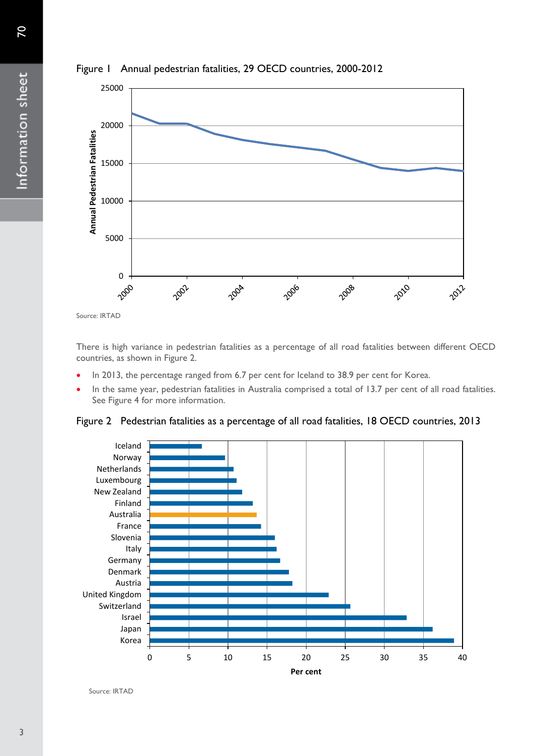Figure 1 Annual pedestrian fatalities, 29 OECD countries, 2000-2012

Source: IRTAD

There is high variance in pedestrian fatalities as a percentage of all road fatalities between different OECD countries, as shown in Figure 2.

- In 2013, the percentage ranged from 6.7 per cent for Iceland to 38.9 per cent for Korea.
- In the same year, pedestrian fatalities in Australia comprised a total of 13.7 per cent of all road fatalities. See Figure 4 for more information.

Figure 2 Pedestrian fatalities as a percentage of all road fatalities, 18 OECD countries, 2013

Source: IRTAD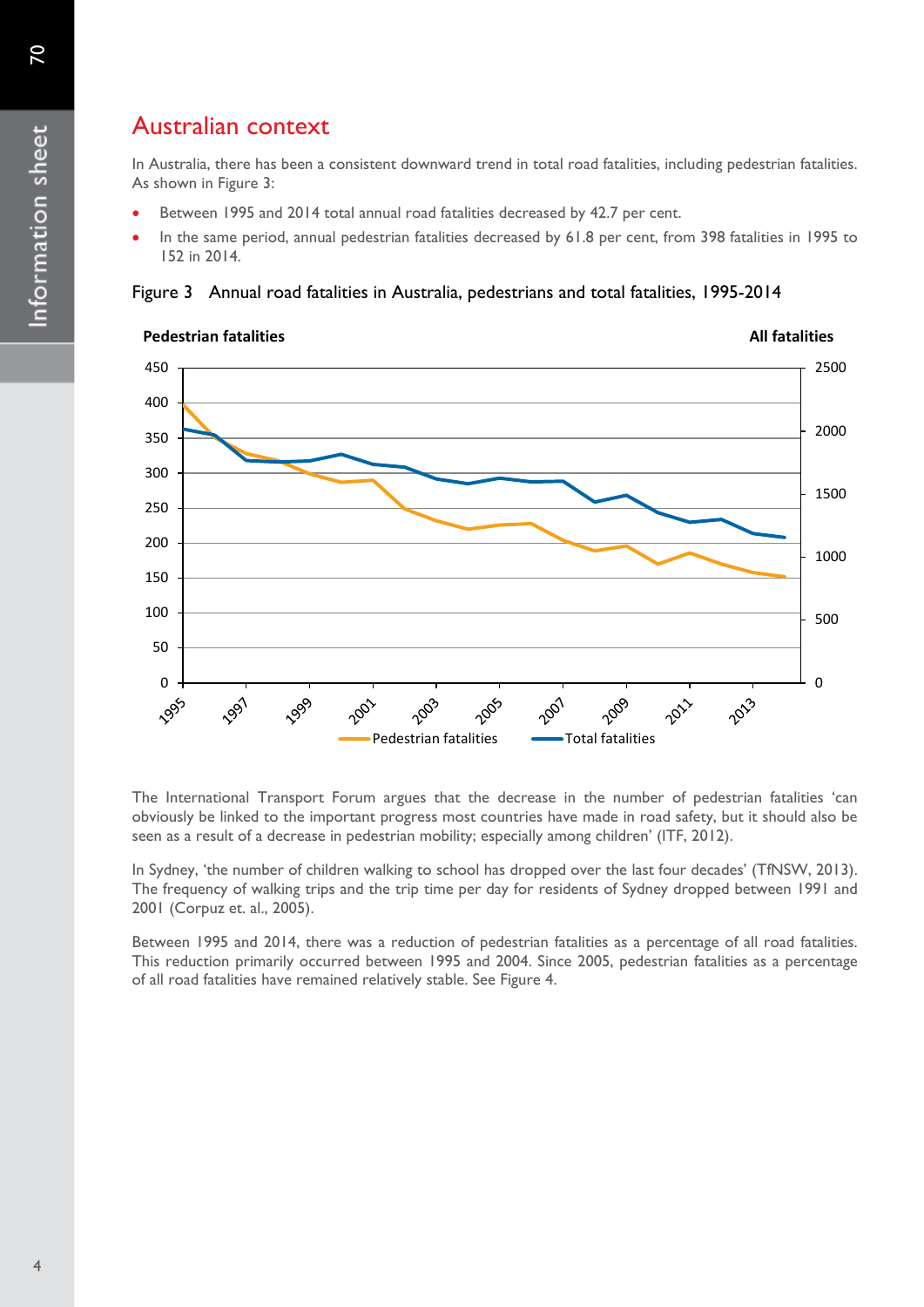# Australian context

In Australia, there has been a consistent downward trend in total road fatalities, including pedestrian fatalities. As shown in Figure 3:

- Between 1995 and 2014 total annual road fatalities decreased by 42.7 per cent.
- In the same period, annual pedestrian fatalities decreased by 61.8 per cent, from 398 fatalities in 1995 to 152 in 2014.

Figure 3 Annual road fatalities in Australia, pedestrians and total fatalities, 1995-2014

The International Transport Forum argues that the decrease in the number of pedestrian fatalities 'can obviously be linked to the important progress most countries have made in road safety, but it should also be seen as a result of a decrease in pedestrian mobility; especially among children' (ITF, 2012).

In Sydney, 'the number of children walking to school has dropped over the last four decades' (TfNSW, 2013). The frequency of walking trips and the trip time per day for residents of Sydney dropped between 1991 and 2001 (Corpuz et. al., 2005).

Between 1995 and 2014, there was a reduction of pedestrian fatalities as a percentage of all road fatalities. This reduction primarily occurred between 1995 and 2004. Since 2005, pedestrian fatalities as a percentage of all road fatalities have remained relatively stable. See Figure 4.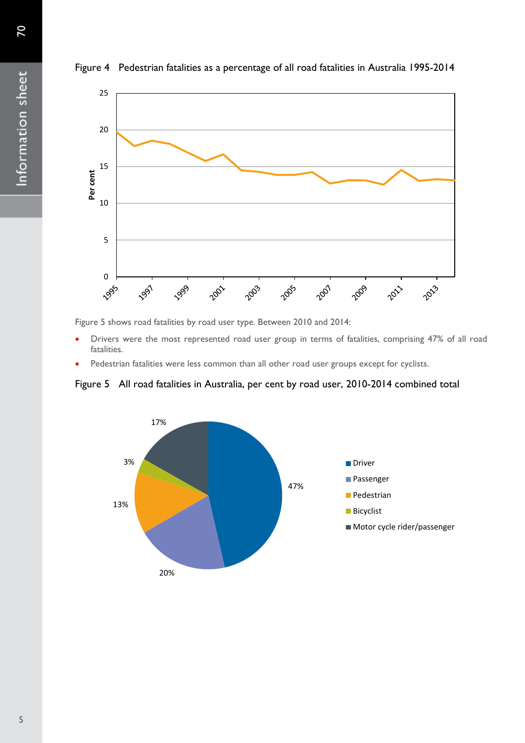Figure 4 Pedestrian fatalities as a percentage of all road fatalities in Australia 1995-2014

Figure 5 shows road fatalities by road user type. Between 2010 and 2014:

- Drivers were the most represented road user group in terms of fatalities, comprising 47% of all road fatalities.
- Pedestrian fatalities were less common than all other road user groups except for cyclists.

Figure 5 All road fatalities in Australia, per cent by road user, 2010-2014 combined total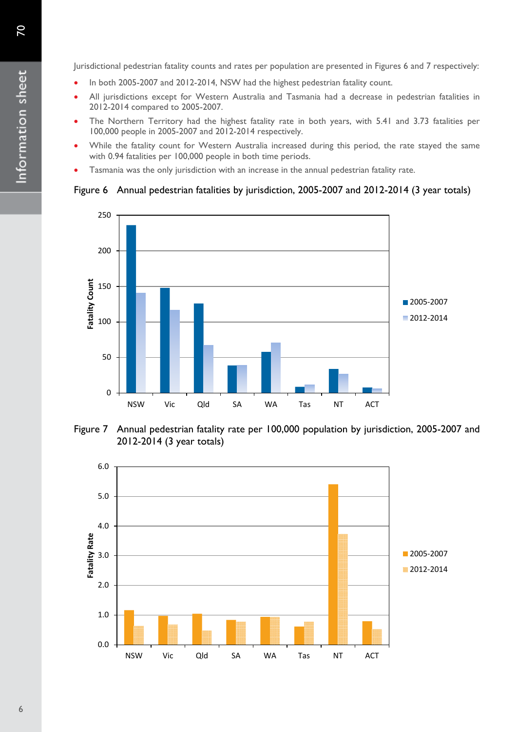Jurisdictional pedestrian fatality counts and rates per population are presented in Figures 6 and 7 respectively:

- In both 2005-2007 and 2012-2014, NSW had the highest pedestrian fatality count.
- All jurisdictions except for Western Australia and Tasmania had a decrease in pedestrian fatalities in 2012-2014 compared to 2005-2007.
- The Northern Territory had the highest fatality rate in both years, with 5.41 and 3.73 fatalities per 100,000 people in 2005-2007 and 2012-2014 respectively.
- While the fatality count for Western Australia increased during this period, the rate stayed the same with 0.94 fatalities per 100,000 people in both time periods.
- Tasmania was the only jurisdiction with an increase in the annual pedestrian fatality rate.

Figure 6 Annual pedestrian fatalities by jurisdiction, 2005-2007 and 2012-2014 (3 year totals)

Figure 7 Annual pedestrian fatality rate per 100,000 population by jurisdiction, 2005-2007 and 2012-2014 (3 year totals)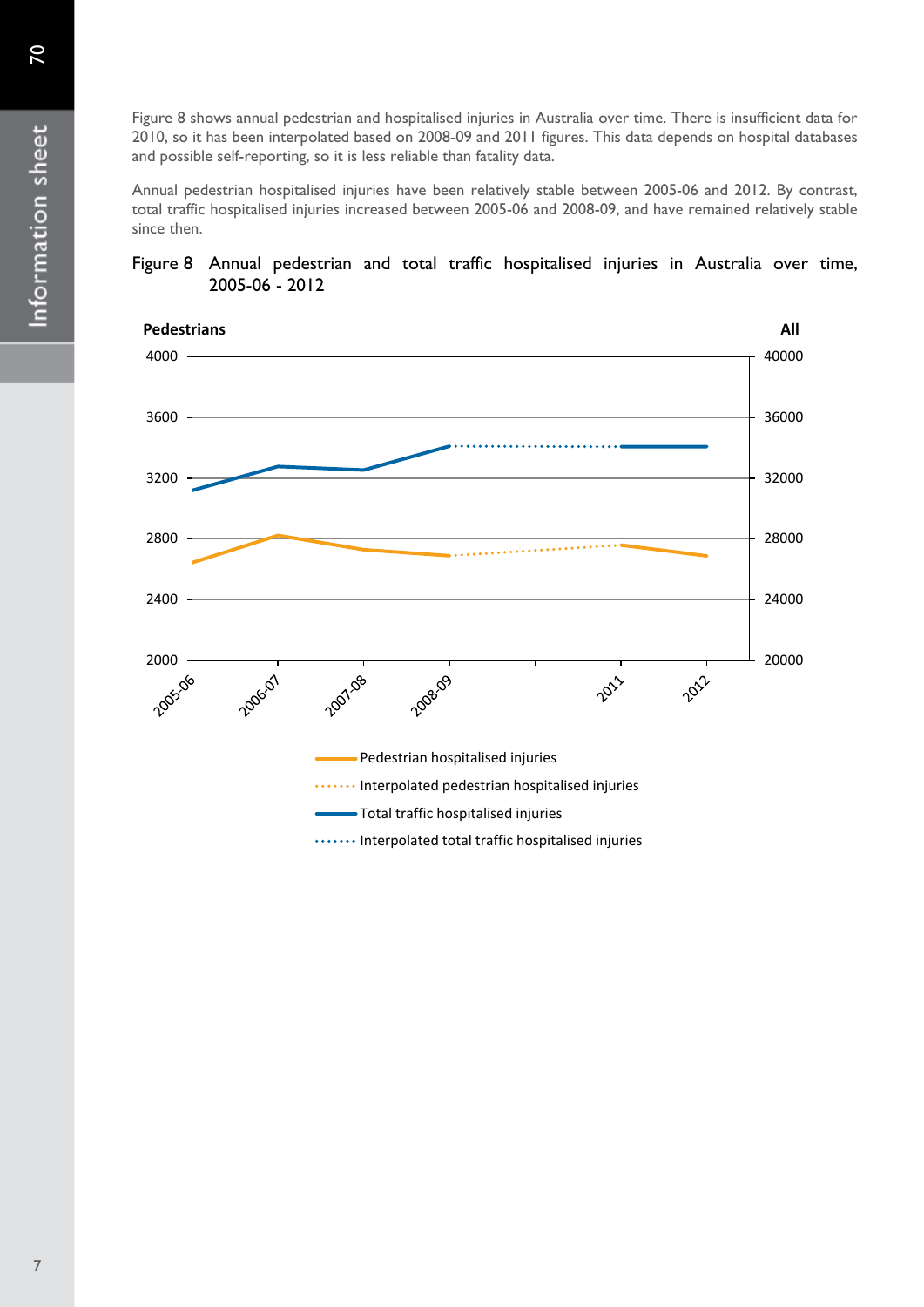Figure 8 shows annual pedestrian and hospitalised injuries in Australia over time. There is insufficient data for 2010, so it has been interpolated based on 2008-09 and 2011 figures. This data depends on hospital databases and possible self-reporting, so it is less reliable than fatality data.

Annual pedestrian hospitalised injuries have been relatively stable between 2005-06 and 2012. By contrast, total traffic hospitalised injuries increased between 2005-06 and 2008-09, and have remained relatively stable since then.

Figure 8 Annual pedestrian and total traffic hospitalised injuries in Australia over time, 2005-06 - 2012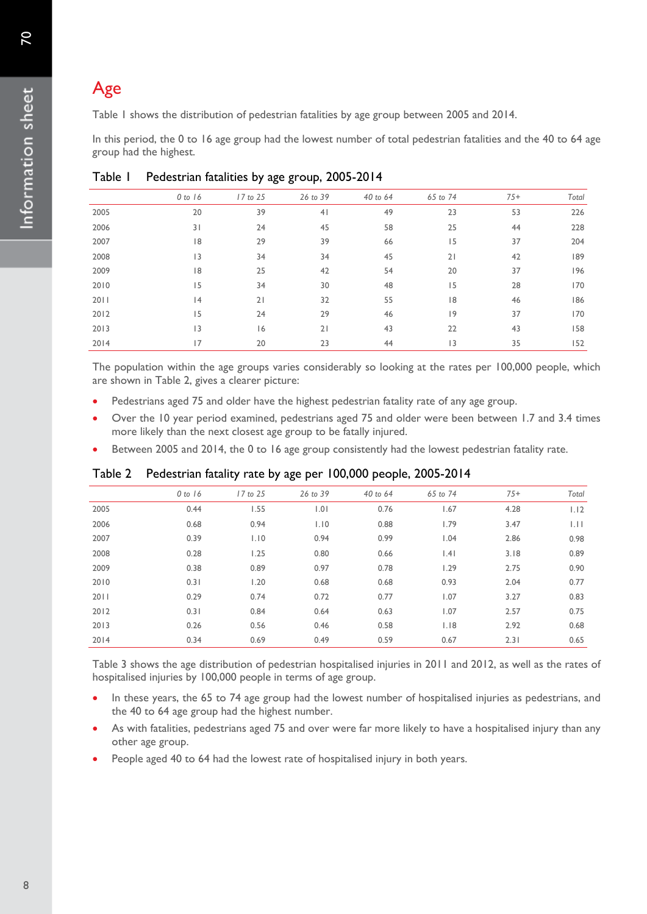## Age

Table 1 shows the distribution of pedestrian fatalities by age group between 2005 and 2014.

In this period, the 0 to 16 age group had the lowest number of total pedestrian fatalities and the 40 to 64 age group had the highest.

Table 1 Pedestrian fatalities by age group, 2005-2014

| | *0 to 16* | *17 to 25* | *26 to 39* | *40 to 64* | *65 to 74* | *75+* | *Total* |
|---|---|---|---|---|---|---|---|
| 2005 | 20 | 39 | 41 | 49 | 23 | 53 | 226 |
| 2006 | 31 | 24 | 45 | 58 | 25 | 44 | 228 |
| 2007 | 18 | 29 | 39 | 66 | 15 | 37 | 204 |
| 2008 | 13 | 34 | 34 | 45 | 21 | 42 | 189 |
| 2009 | 18 | 25 | 42 | 54 | 20 | 37 | 196 |
| 2010 | 15 | 34 | 30 | 48 | 15 | 28 | 170 |
| 2011 | 14 | 21 | 32 | 55 | 18 | 46 | 186 |
| 2012 | 15 | 24 | 29 | 46 | 19 | 37 | 170 |
| 2013 | 13 | 16 | 21 | 43 | 22 | 43 | 158 |
| 2014 | 17 | 20 | 23 | 44 | 13 | 35 | 152 |

The population within the age groups varies considerably so looking at the rates per 100,000 people, which are shown in Table 2, gives a clearer picture:

- Pedestrians aged 75 and older have the highest pedestrian fatality rate of any age group.
- Over the 10 year period examined, pedestrians aged 75 and older were been between 1.7 and 3.4 times more likely than the next closest age group to be fatally injured.
- Between 2005 and 2014, the 0 to 16 age group consistently had the lowest pedestrian fatality rate.

Table 2 Pedestrian fatality rate by age per 100,000 people, 2005-2014

| | *0 to 16* | *17 to 25* | *26 to 39* | *40 to 64* | *65 to 74* | *75+* | *Total* |
|---|---|---|---|---|---|---|---|
| 2005 | 0.44 | 1.55 | 1.01 | 0.76 | 1.67 | 4.28 | 1.12 |
| 2006 | 0.68 | 0.94 | 1.10 | 0.88 | 1.79 | 3.47 | 1.11 |
| 2007 | 0.39 | 1.10 | 0.94 | 0.99 | 1.04 | 2.86 | 0.98 |
| 2008 | 0.28 | 1.25 | 0.80 | 0.66 | 1.41 | 3.18 | 0.89 |
| 2009 | 0.38 | 0.89 | 0.97 | 0.78 | 1.29 | 2.75 | 0.90 |
| 2010 | 0.31 | 1.20 | 0.68 | 0.68 | 0.93 | 2.04 | 0.77 |
| 2011 | 0.29 | 0.74 | 0.72 | 0.77 | 1.07 | 3.27 | 0.83 |
| 2012 | 0.31 | 0.84 | 0.64 | 0.63 | 1.07 | 2.57 | 0.75 |
| 2013 | 0.26 | 0.56 | 0.46 | 0.58 | 1.18 | 2.92 | 0.68 |
| 2014 | 0.34 | 0.69 | 0.49 | 0.59 | 0.67 | 2.31 | 0.65 |

Table 3 shows the age distribution of pedestrian hospitalised injuries in 2011 and 2012, as well as the rates of hospitalised injuries by 100,000 people in terms of age group.

- In these years, the 65 to 74 age group had the lowest number of hospitalised injuries as pedestrians, and the 40 to 64 age group had the highest number.
- As with fatalities, pedestrians aged 75 and over were far more likely to have a hospitalised injury than any other age group.
- People aged 40 to 64 had the lowest rate of hospitalised injury in both years.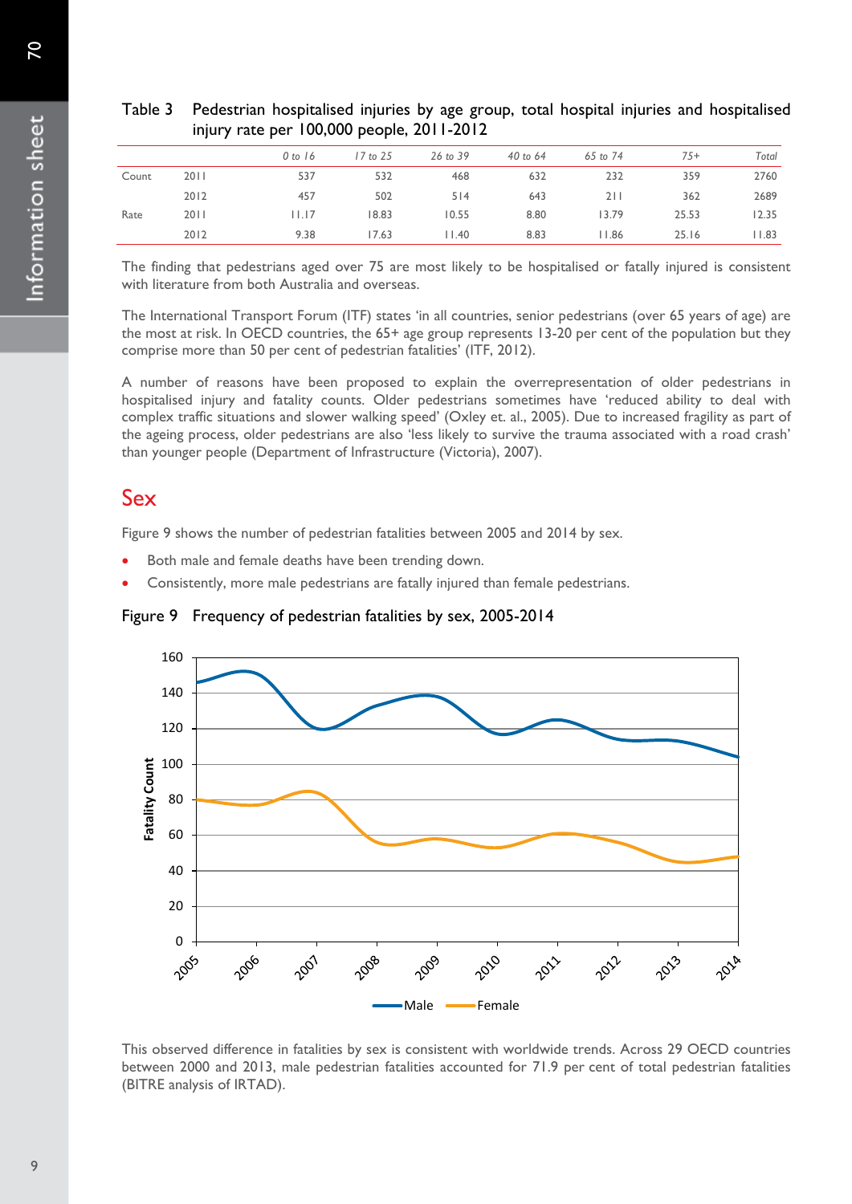Table 3 Pedestrian hospitalised injuries by age group, total hospital injuries and hospitalised injury rate per 100,000 people, 2011-2012

| | | 0 to 16 | 17 to 25 | 26 to 39 | 40 to 64 | 65 to 74 | 75+ | Total |
|---|---|---|---|---|---|---|---|---|
| Count | 2011 | 537 | 532 | 468 | 632 | 232 | 359 | 2760 |
| | 2012 | 457 | 502 | 514 | 643 | 211 | 362 | 2689 |
| Rate | 2011 | 11.17 | 18.83 | 10.55 | 8.80 | 13.79 | 25.53 | 12.35 |
| | 2012 | 9.38 | 17.63 | 11.40 | 8.83 | 11.86 | 25.16 | 11.83 |

The finding that pedestrians aged over 75 are most likely to be hospitalised or fatally injured is consistent with literature from both Australia and overseas.

The International Transport Forum (ITF) states 'in all countries, senior pedestrians (over 65 years of age) are the most at risk. In OECD countries, the 65+ age group represents 13-20 per cent of the population but they comprise more than 50 per cent of pedestrian fatalities' (ITF, 2012).

A number of reasons have been proposed to explain the overrepresentation of older pedestrians in hospitalised injury and fatality counts. Older pedestrians sometimes have 'reduced ability to deal with complex traffic situations and slower walking speed' (Oxley et. al., 2005). Due to increased fragility as part of the ageing process, older pedestrians are also 'less likely to survive the trauma associated with a road crash' than younger people (Department of Infrastructure (Victoria), 2007).

## Sex

Figure 9 shows the number of pedestrian fatalities between 2005 and 2014 by sex.

- Both male and female deaths have been trending down.
- Consistently, more male pedestrians are fatally injured than female pedestrians.

Figure 9 Frequency of pedestrian fatalities by sex, 2005-2014

This observed difference in fatalities by sex is consistent with worldwide trends. Across 29 OECD countries between 2000 and 2013, male pedestrian fatalities accounted for 71.9 per cent of total pedestrian fatalities (BITRE analysis of IRTAD).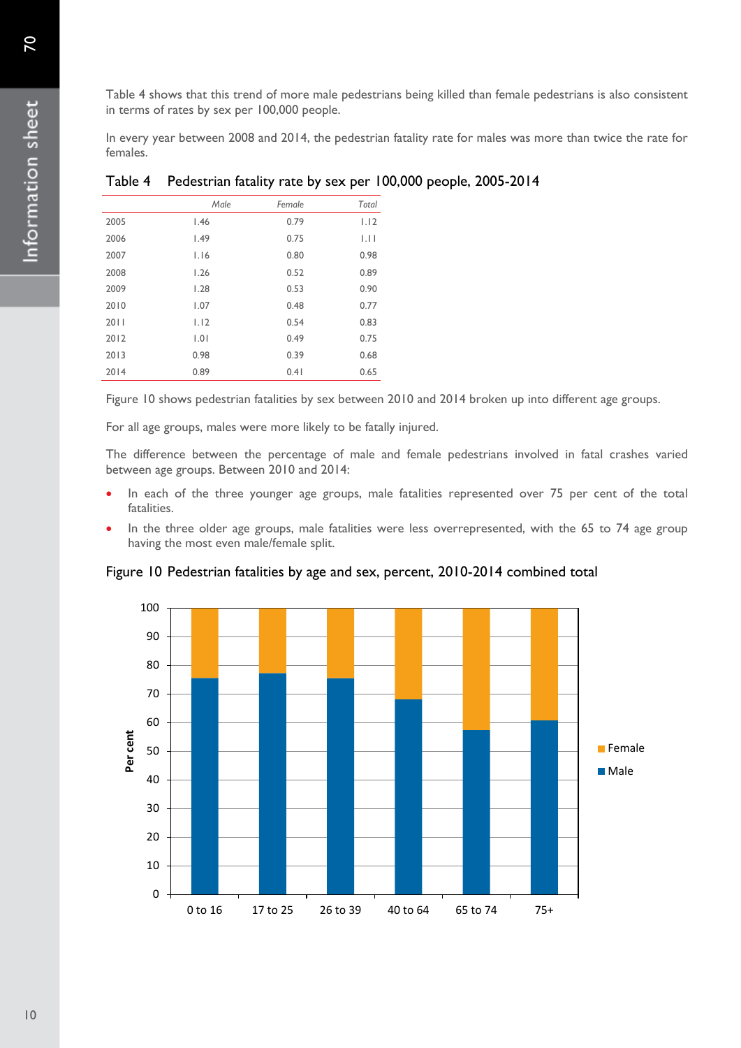Table 4 shows that this trend of more male pedestrians being killed than female pedestrians is also consistent in terms of rates by sex per 100,000 people.

In every year between 2008 and 2014, the pedestrian fatality rate for males was more than twice the rate for females.

Table 4 Pedestrian fatality rate by sex per 100,000 people, 2005-2014

| | *Male* | *Female* | *Total* |
|---|---|---|---|
| 2005 | 1.46 | 0.79 | 1.12 |
| 2006 | 1.49 | 0.75 | 1.11 |
| 2007 | 1.16 | 0.80 | 0.98 |
| 2008 | 1.26 | 0.52 | 0.89 |
| 2009 | 1.28 | 0.53 | 0.90 |
| 2010 | 1.07 | 0.48 | 0.77 |
| 2011 | 1.12 | 0.54 | 0.83 |
| 2012 | 1.01 | 0.49 | 0.75 |
| 2013 | 0.98 | 0.39 | 0.68 |
| 2014 | 0.89 | 0.41 | 0.65 |

Figure 10 shows pedestrian fatalities by sex between 2010 and 2014 broken up into different age groups.

For all age groups, males were more likely to be fatally injured.

The difference between the percentage of male and female pedestrians involved in fatal crashes varied between age groups. Between 2010 and 2014:

- In each of the three younger age groups, male fatalities represented over 75 per cent of the total fatalities.
- In the three older age groups, male fatalities were less overrepresented, with the 65 to 74 age group having the most even male/female split.

Figure 10 Pedestrian fatalities by age and sex, percent, 2010-2014 combined total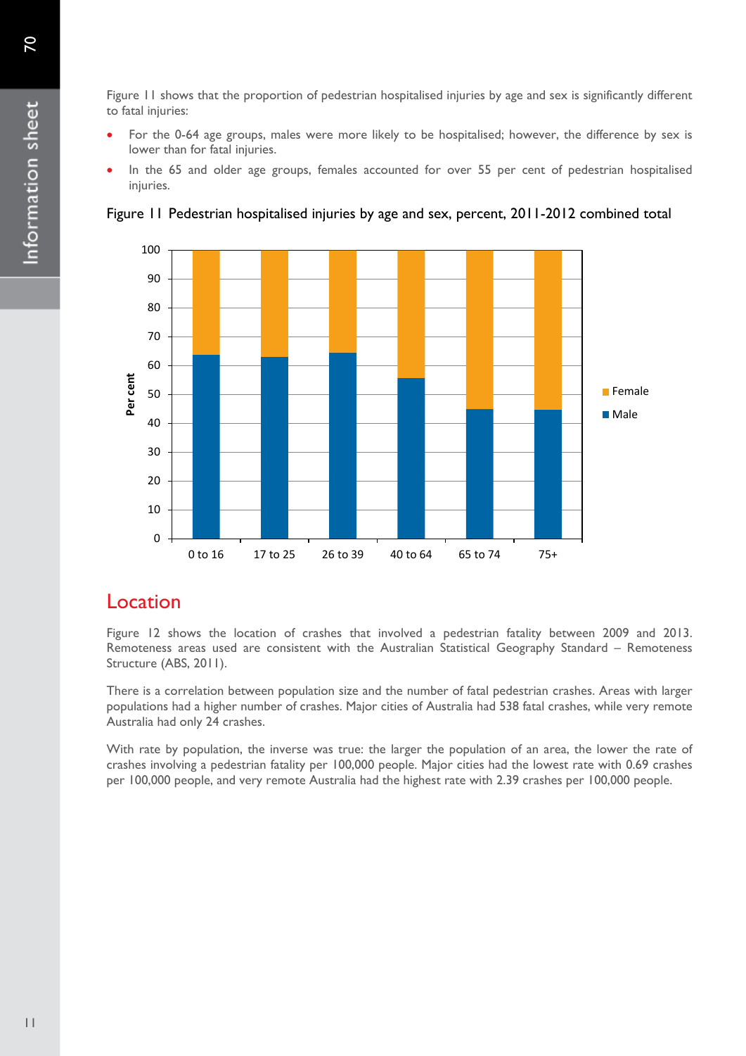Figure 11 shows that the proportion of pedestrian hospitalised injuries by age and sex is significantly different to fatal injuries:

- For the 0-64 age groups, males were more likely to be hospitalised; however, the difference by sex is lower than for fatal injuries.
- In the 65 and older age groups, females accounted for over 55 per cent of pedestrian hospitalised injuries.

Figure 11 Pedestrian hospitalised injuries by age and sex, percent, 2011-2012 combined total

## Location

Figure 12 shows the location of crashes that involved a pedestrian fatality between 2009 and 2013. Remoteness areas used are consistent with the Australian Statistical Geography Standard – Remoteness Structure (ABS, 2011).

There is a correlation between population size and the number of fatal pedestrian crashes. Areas with larger populations had a higher number of crashes. Major cities of Australia had 538 fatal crashes, while very remote Australia had only 24 crashes.

With rate by population, the inverse was true: the larger the population of an area, the lower the rate of crashes involving a pedestrian fatality per 100,000 people. Major cities had the lowest rate with 0.69 crashes per 100,000 people, and very remote Australia had the highest rate with 2.39 crashes per 100,000 people.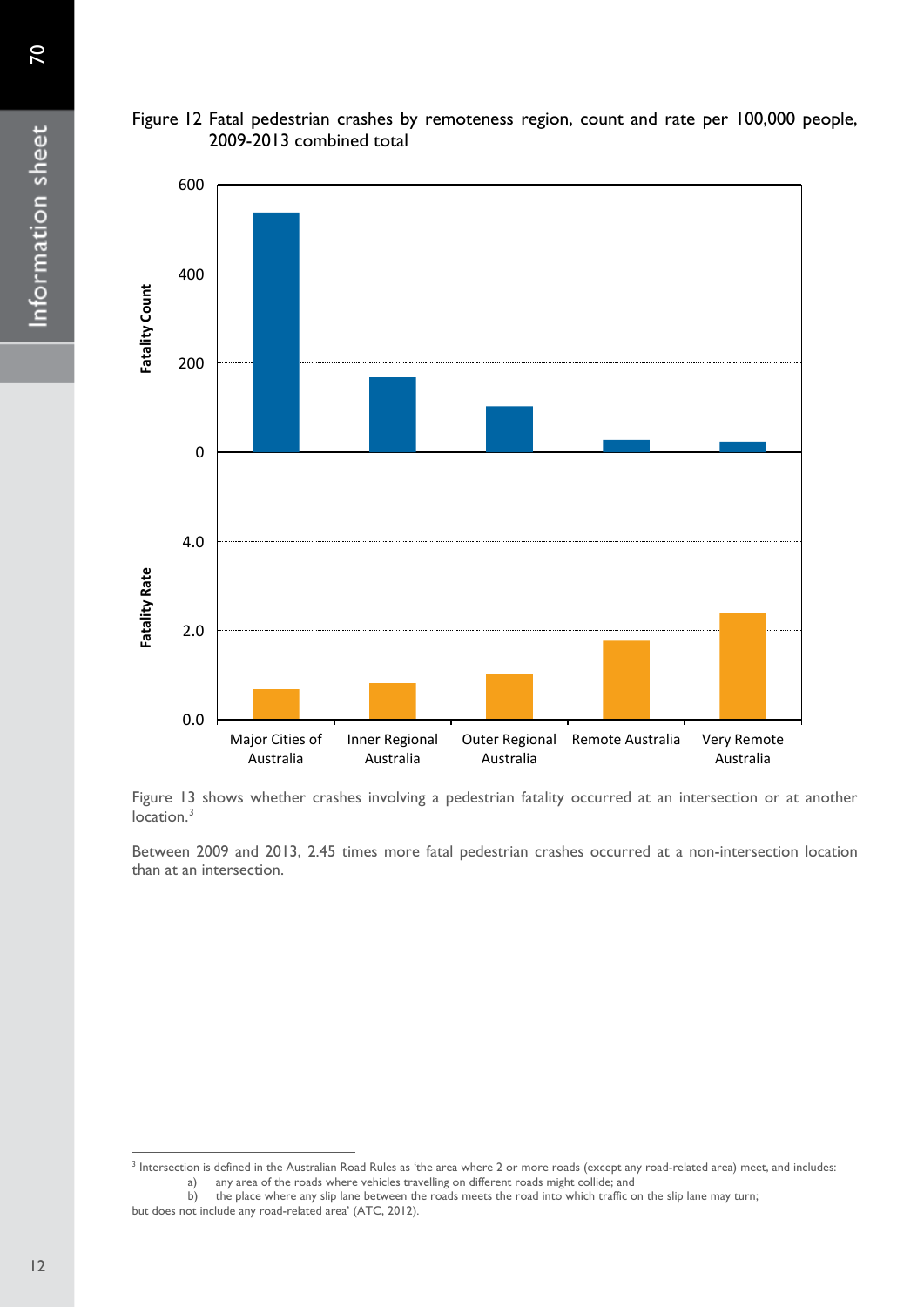Figure 12 Fatal pedestrian crashes by remoteness region, count and rate per 100,000 people, 2009-2013 combined total

Figure 13 shows whether crashes involving a pedestrian fatality occurred at an intersection or at another location.[3]

Between 2009 and 2013, 2.45 times more fatal pedestrian crashes occurred at a non-intersection location than at an intersection.

---

[3] Intersection is defined in the Australian Road Rules as 'the area where 2 or more roads (except any road-related area) meet, and includes:

a) any area of the roads where vehicles travelling on different roads might collide; and
b) the place where any slip lane between the roads meets the road into which traffic on the slip lane may turn;

but does not include any road-related area' (ATC, 2012).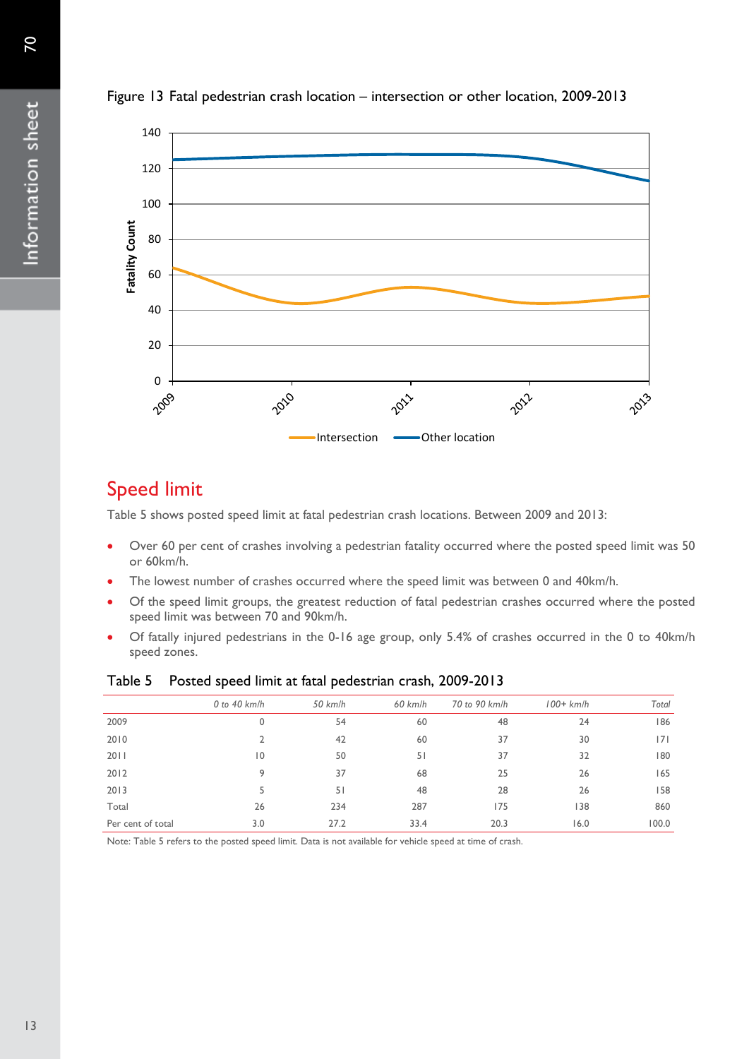Figure 13 Fatal pedestrian crash location – intersection or other location, 2009-2013

## Speed limit

Table 5 shows posted speed limit at fatal pedestrian crash locations. Between 2009 and 2013:

- Over 60 per cent of crashes involving a pedestrian fatality occurred where the posted speed limit was 50 or 60km/h.
- The lowest number of crashes occurred where the speed limit was between 0 and 40km/h.
- Of the speed limit groups, the greatest reduction of fatal pedestrian crashes occurred where the posted speed limit was between 70 and 90km/h.
- Of fatally injured pedestrians in the 0-16 age group, only 5.4% of crashes occurred in the 0 to 40km/h speed zones.

Table 5 Posted speed limit at fatal pedestrian crash, 2009-2013

| | *0 to 40 km/h* | *50 km/h* | *60 km/h* | *70 to 90 km/h* | *100+ km/h* | *Total* |
|---|---|---|---|---|---|---|
| 2009 | 0 | 54 | 60 | 48 | 24 | 186 |
| 2010 | 2 | 42 | 60 | 37 | 30 | 171 |
| 2011 | 10 | 50 | 51 | 37 | 32 | 180 |
| 2012 | 9 | 37 | 68 | 25 | 26 | 165 |
| 2013 | 5 | 51 | 48 | 28 | 26 | 158 |
| Total | 26 | 234 | 287 | 175 | 138 | 860 |
| Per cent of total | 3.0 | 27.2 | 33.4 | 20.3 | 16.0 | 100.0 |

Note: Table 5 refers to the posted speed limit. Data is not available for vehicle speed at time of crash.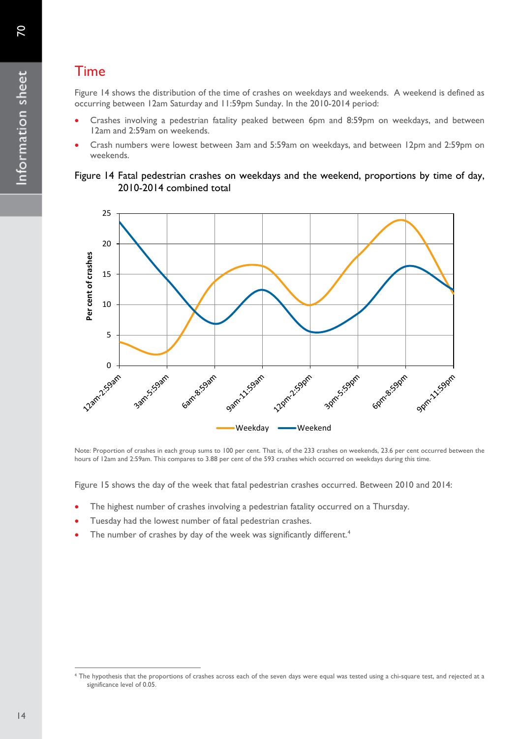## Time

Figure 14 shows the distribution of the time of crashes on weekdays and weekends. A weekend is defined as occurring between 12am Saturday and 11:59pm Sunday. In the 2010-2014 period:

- Crashes involving a pedestrian fatality peaked between 6pm and 8:59pm on weekdays, and between 12am and 2:59am on weekends.
- Crash numbers were lowest between 3am and 5:59am on weekdays, and between 12pm and 2:59pm on weekends.

Figure 14 Fatal pedestrian crashes on weekdays and the weekend, proportions by time of day, 2010-2014 combined total

Note: Proportion of crashes in each group sums to 100 per cent. That is, of the 233 crashes on weekends, 23.6 per cent occurred between the hours of 12am and 2:59am. This compares to 3.88 per cent of the 593 crashes which occurred on weekdays during this time.

Figure 15 shows the day of the week that fatal pedestrian crashes occurred. Between 2010 and 2014:

- The highest number of crashes involving a pedestrian fatality occurred on a Thursday.
- Tuesday had the lowest number of fatal pedestrian crashes.
- The number of crashes by day of the week was significantly different.[4]

[4] The hypothesis that the proportions of crashes across each of the seven days were equal was tested using a chi-square test, and rejected at a significance level of 0.05.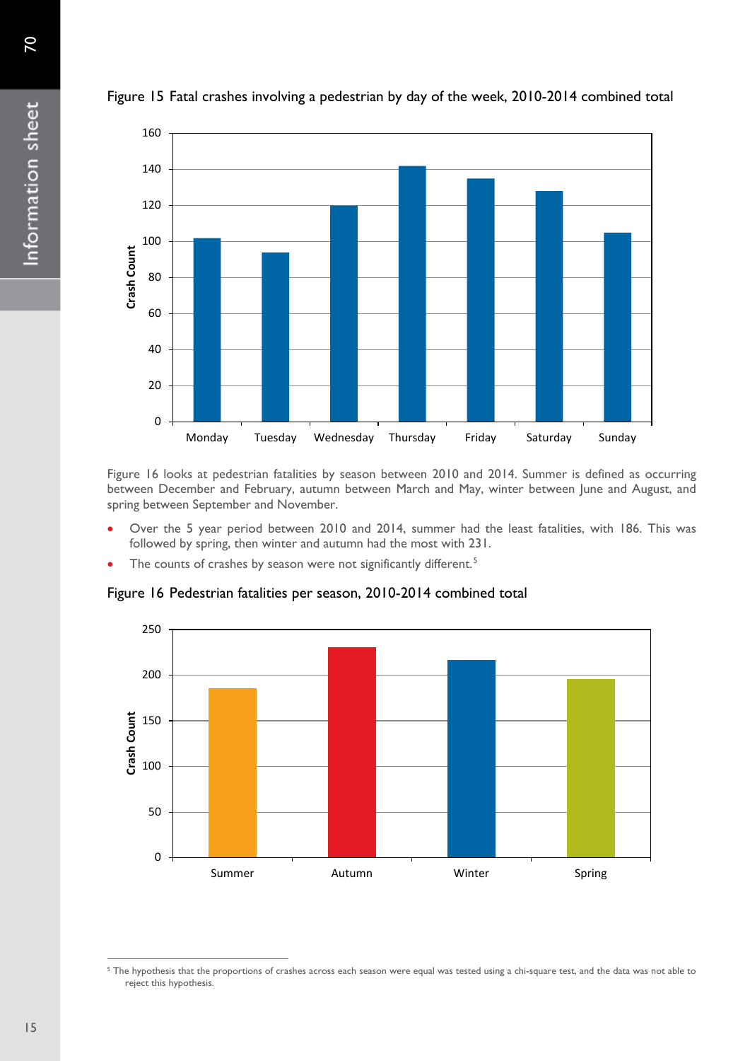Figure 15 Fatal crashes involving a pedestrian by day of the week, 2010-2014 combined total

Figure 16 looks at pedestrian fatalities by season between 2010 and 2014. Summer is defined as occurring between December and February, autumn between March and May, winter between June and August, and spring between September and November.

- Over the 5 year period between 2010 and 2014, summer had the least fatalities, with 186. This was followed by spring, then winter and autumn had the most with 231.
- The counts of crashes by season were not significantly different.[5]

Figure 16 Pedestrian fatalities per season, 2010-2014 combined total

[5] The hypothesis that the proportions of crashes across each season were equal was tested using a chi-square test, and the data was not able to reject this hypothesis.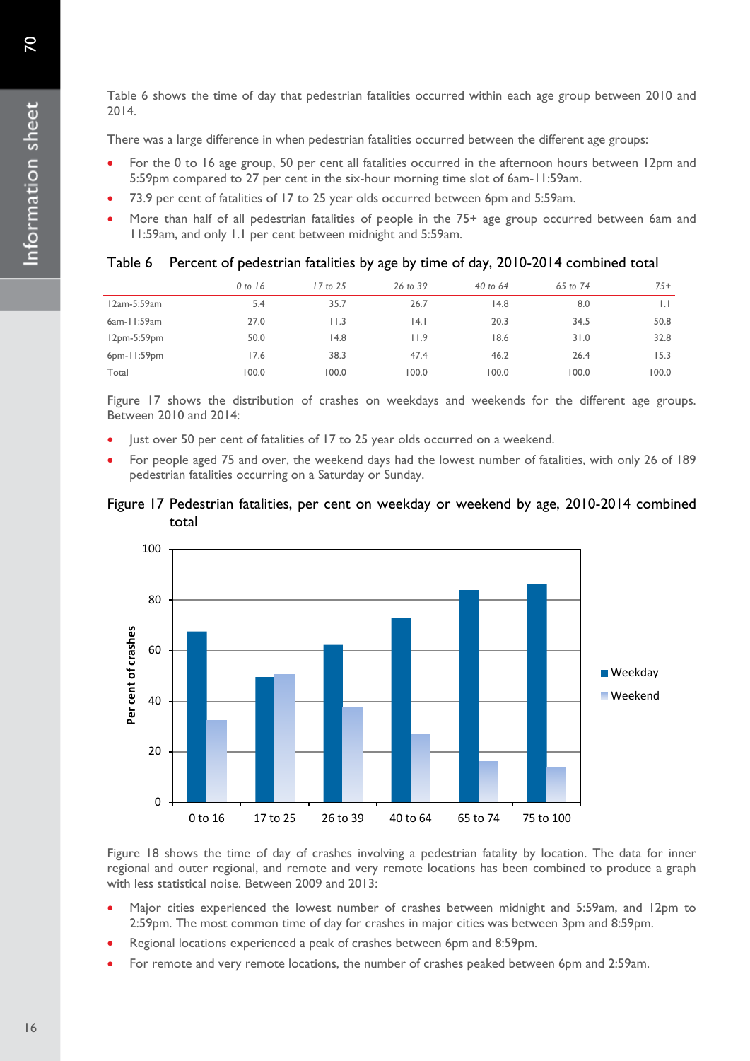Table 6 shows the time of day that pedestrian fatalities occurred within each age group between 2010 and 2014.

There was a large difference in when pedestrian fatalities occurred between the different age groups:

- For the 0 to 16 age group, 50 per cent all fatalities occurred in the afternoon hours between 12pm and 5:59pm compared to 27 per cent in the six-hour morning time slot of 6am-11:59am.
- 73.9 per cent of fatalities of 17 to 25 year olds occurred between 6pm and 5:59am.
- More than half of all pedestrian fatalities of people in the 75+ age group occurred between 6am and 11:59am, and only 1.1 per cent between midnight and 5:59am.

Table 6 Percent of pedestrian fatalities by age by time of day, 2010-2014 combined total

| | *0 to 16* | *17 to 25* | *26 to 39* | *40 to 64* | *65 to 74* | *75+* |
|---|---|---|---|---|---|---|
| 12am-5:59am | 5.4 | 35.7 | 26.7 | 14.8 | 8.0 | 1.1 |
| 6am-11:59am | 27.0 | 11.3 | 14.1 | 20.3 | 34.5 | 50.8 |
| 12pm-5:59pm | 50.0 | 14.8 | 11.9 | 18.6 | 31.0 | 32.8 |
| 6pm-11:59pm | 17.6 | 38.3 | 47.4 | 46.2 | 26.4 | 15.3 |
| Total | 100.0 | 100.0 | 100.0 | 100.0 | 100.0 | 100.0 |

Figure 17 shows the distribution of crashes on weekdays and weekends for the different age groups. Between 2010 and 2014:

- Just over 50 per cent of fatalities of 17 to 25 year olds occurred on a weekend.
- For people aged 75 and over, the weekend days had the lowest number of fatalities, with only 26 of 189 pedestrian fatalities occurring on a Saturday or Sunday.

Figure 17 Pedestrian fatalities, per cent on weekday or weekend by age, 2010-2014 combined total

Figure 18 shows the time of day of crashes involving a pedestrian fatality by location. The data for inner regional and outer regional, and remote and very remote locations has been combined to produce a graph with less statistical noise. Between 2009 and 2013:

- Major cities experienced the lowest number of crashes between midnight and 5:59am, and 12pm to 2:59pm. The most common time of day for crashes in major cities was between 3pm and 8:59pm.
- Regional locations experienced a peak of crashes between 6pm and 8:59pm.
- For remote and very remote locations, the number of crashes peaked between 6pm and 2:59am.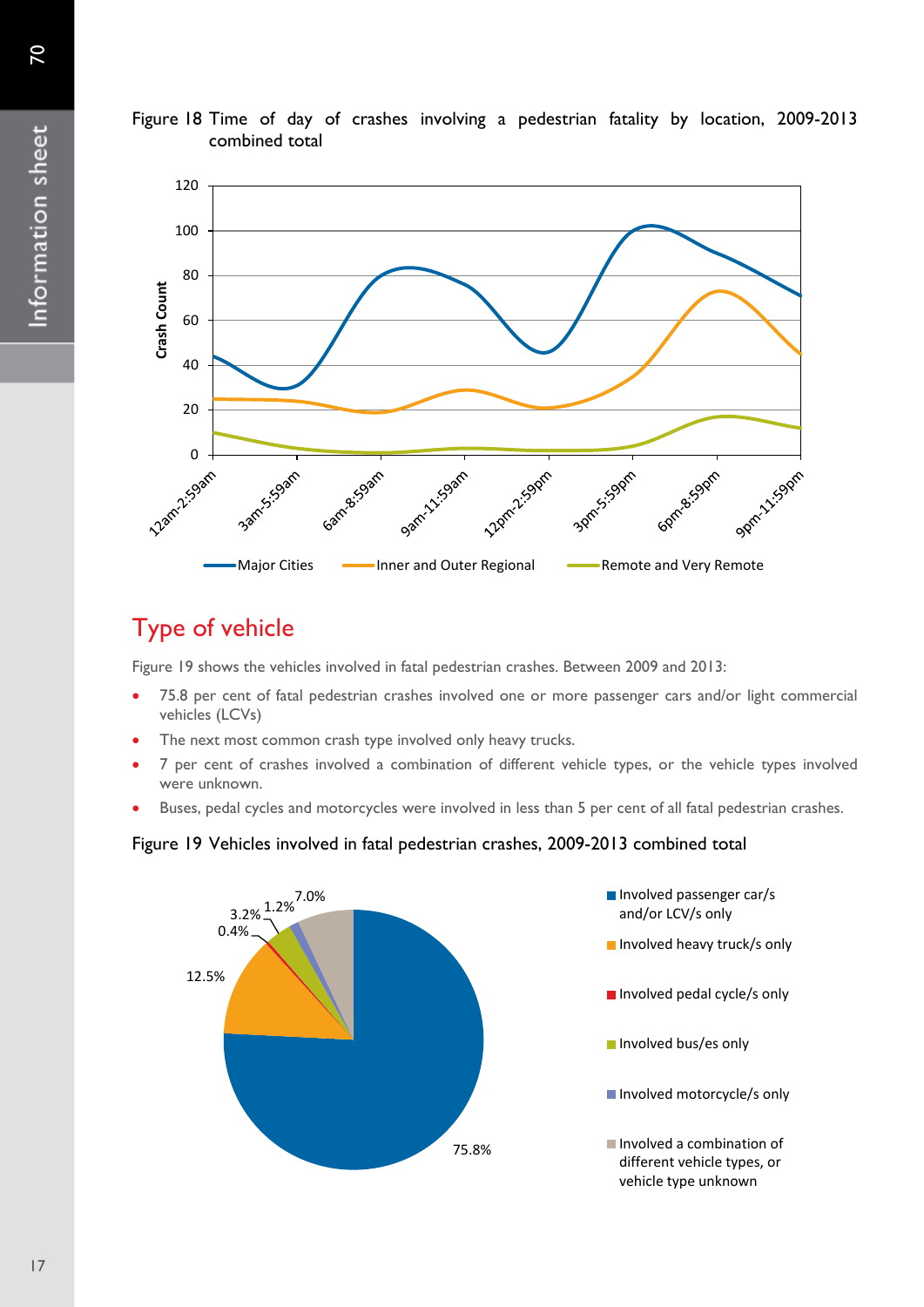Figure 18 Time of day of crashes involving a pedestrian fatality by location, 2009-2013 combined total

## Type of vehicle

Figure 19 shows the vehicles involved in fatal pedestrian crashes. Between 2009 and 2013:

- 75.8 per cent of fatal pedestrian crashes involved one or more passenger cars and/or light commercial vehicles (LCVs)
- The next most common crash type involved only heavy trucks.
- 7 per cent of crashes involved a combination of different vehicle types, or the vehicle types involved were unknown.
- Buses, pedal cycles and motorcycles were involved in less than 5 per cent of all fatal pedestrian crashes.

Figure 19 Vehicles involved in fatal pedestrian crashes, 2009-2013 combined total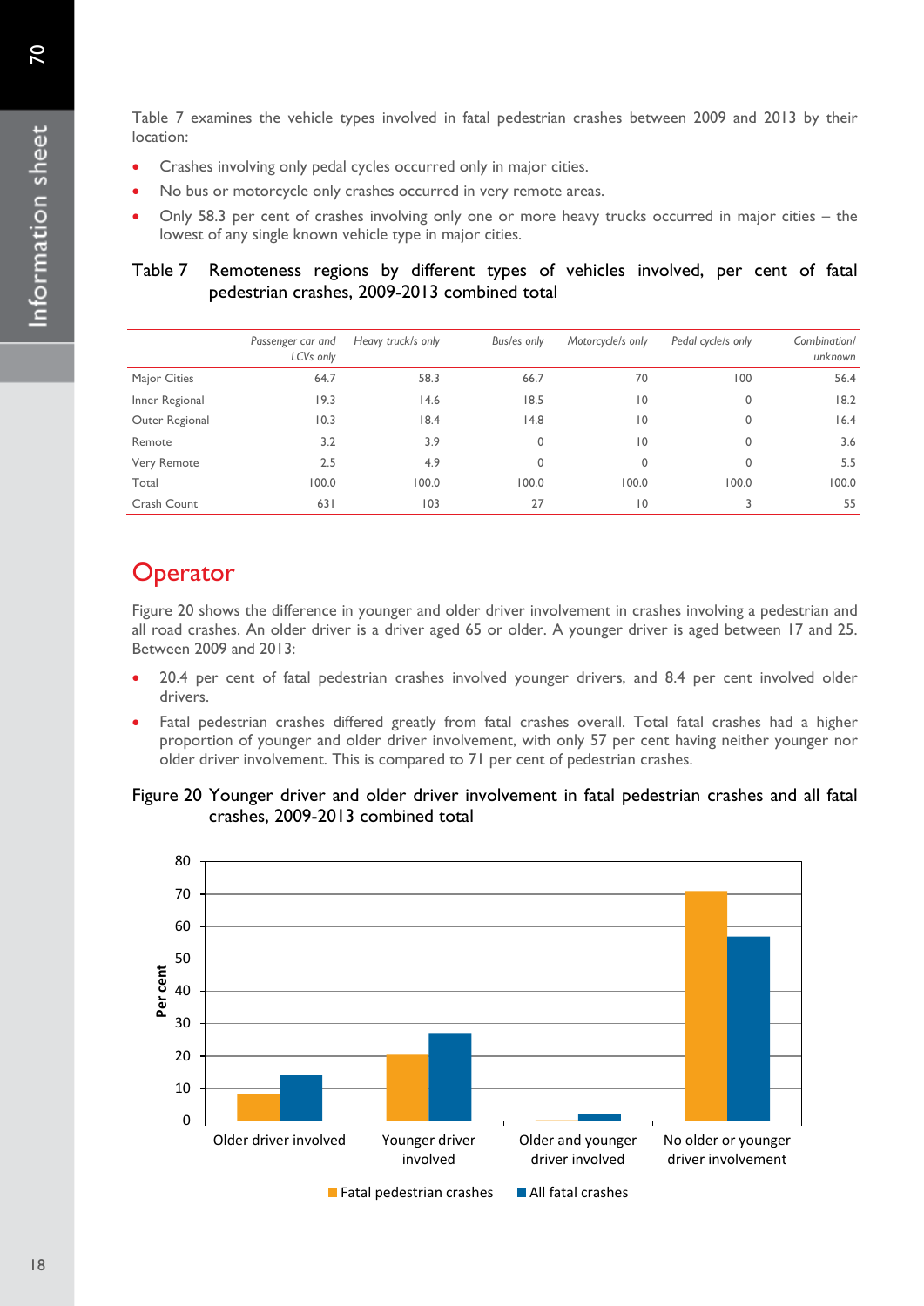Table 7 examines the vehicle types involved in fatal pedestrian crashes between 2009 and 2013 by their location:

- Crashes involving only pedal cycles occurred only in major cities.
- No bus or motorcycle only crashes occurred in very remote areas.
- Only 58.3 per cent of crashes involving only one or more heavy trucks occurred in major cities – the lowest of any single known vehicle type in major cities.

Table 7 Remoteness regions by different types of vehicles involved, per cent of fatal pedestrian crashes, 2009-2013 combined total

| | *Passenger car and LCVs only* | *Heavy truck/s only* | *Bus/es only* | *Motorcycle/s only* | *Pedal cycle/s only* | *Combination/ unknown* |
|---|---|---|---|---|---|---|
| Major Cities | 64.7 | 58.3 | 66.7 | 70 | 100 | 56.4 |
| Inner Regional | 19.3 | 14.6 | 18.5 | 10 | 0 | 18.2 |
| Outer Regional | 10.3 | 18.4 | 14.8 | 10 | 0 | 16.4 |
| Remote | 3.2 | 3.9 | 0 | 10 | 0 | 3.6 |
| Very Remote | 2.5 | 4.9 | 0 | 0 | 0 | 5.5 |
| Total | 100.0 | 100.0 | 100.0 | 100.0 | 100.0 | 100.0 |
| Crash Count | 631 | 103 | 27 | 10 | 3 | 55 |

## Operator

Figure 20 shows the difference in younger and older driver involvement in crashes involving a pedestrian and all road crashes. An older driver is a driver aged 65 or older. A younger driver is aged between 17 and 25. Between 2009 and 2013:

- 20.4 per cent of fatal pedestrian crashes involved younger drivers, and 8.4 per cent involved older drivers.
- Fatal pedestrian crashes differed greatly from fatal crashes overall. Total fatal crashes had a higher proportion of younger and older driver involvement, with only 57 per cent having neither younger nor older driver involvement. This is compared to 71 per cent of pedestrian crashes.

Figure 20 Younger driver and older driver involvement in fatal pedestrian crashes and all fatal crashes, 2009-2013 combined total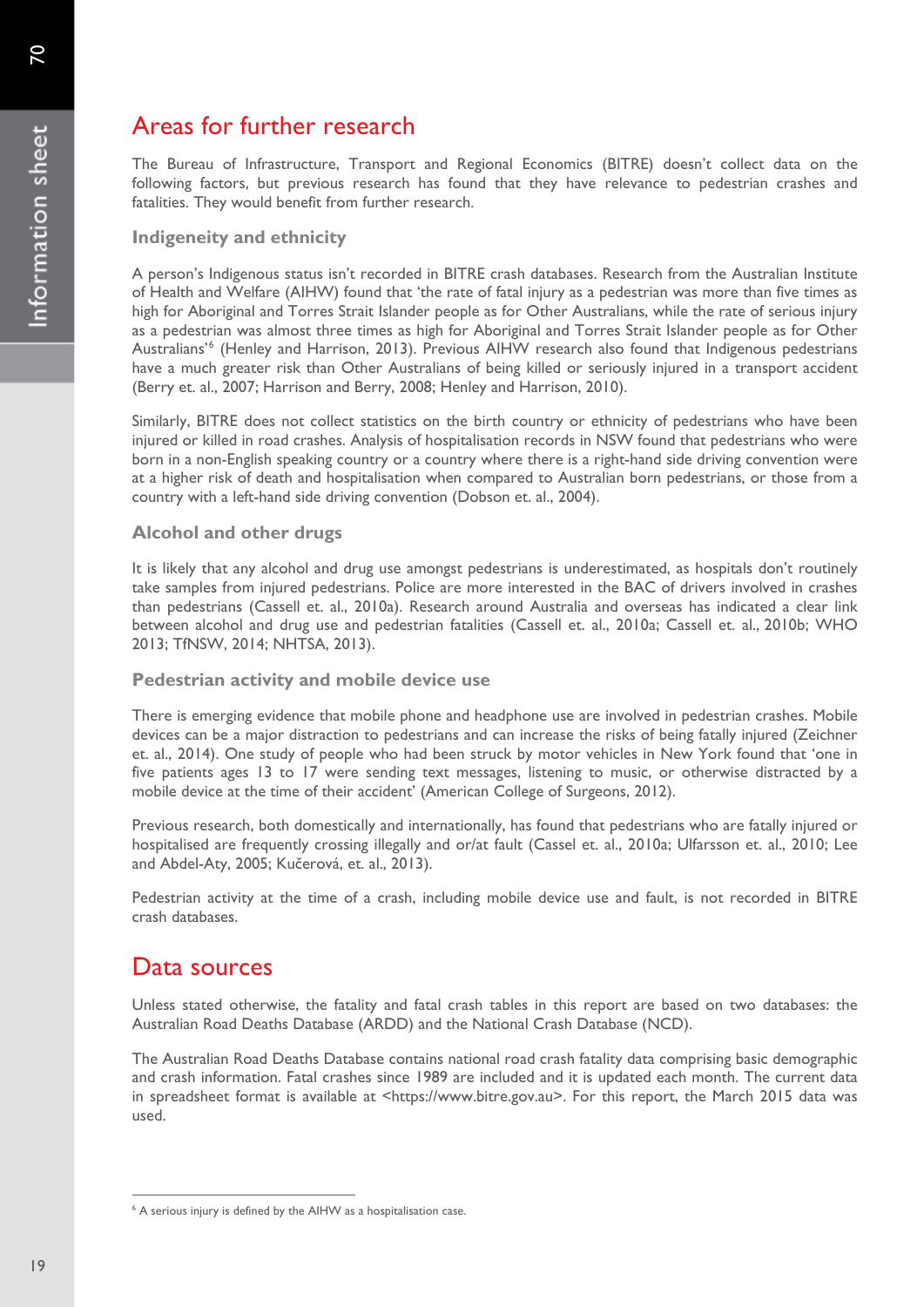## Areas for further research

The Bureau of Infrastructure, Transport and Regional Economics (BITRE) doesn't collect data on the following factors, but previous research has found that they have relevance to pedestrian crashes and fatalities. They would benefit from further research.

### Indigeneity and ethnicity

A person's Indigenous status isn't recorded in BITRE crash databases. Research from the Australian Institute of Health and Welfare (AIHW) found that 'the rate of fatal injury as a pedestrian was more than five times as high for Aboriginal and Torres Strait Islander people as for Other Australians, while the rate of serious injury as a pedestrian was almost three times as high for Aboriginal and Torres Strait Islander people as for Other Australians'[6] (Henley and Harrison, 2013). Previous AIHW research also found that Indigenous pedestrians have a much greater risk than Other Australians of being killed or seriously injured in a transport accident (Berry et. al., 2007; Harrison and Berry, 2008; Henley and Harrison, 2010).

Similarly, BITRE does not collect statistics on the birth country or ethnicity of pedestrians who have been injured or killed in road crashes. Analysis of hospitalisation records in NSW found that pedestrians who were born in a non-English speaking country or a country where there is a right-hand side driving convention were at a higher risk of death and hospitalisation when compared to Australian born pedestrians, or those from a country with a left-hand side driving convention (Dobson et. al., 2004).

### Alcohol and other drugs

It is likely that any alcohol and drug use amongst pedestrians is underestimated, as hospitals don't routinely take samples from injured pedestrians. Police are more interested in the BAC of drivers involved in crashes than pedestrians (Cassell et. al., 2010a). Research around Australia and overseas has indicated a clear link between alcohol and drug use and pedestrian fatalities (Cassell et. al., 2010a; Cassell et. al., 2010b; WHO 2013; TfNSW, 2014; NHTSA, 2013).

### Pedestrian activity and mobile device use

There is emerging evidence that mobile phone and headphone use are involved in pedestrian crashes. Mobile devices can be a major distraction to pedestrians and can increase the risks of being fatally injured (Zeichner et. al., 2014). One study of people who had been struck by motor vehicles in New York found that 'one in five patients ages 13 to 17 were sending text messages, listening to music, or otherwise distracted by a mobile device at the time of their accident' (American College of Surgeons, 2012).

Previous research, both domestically and internationally, has found that pedestrians who are fatally injured or hospitalised are frequently crossing illegally and or/at fault (Cassel et. al., 2010a; Ulfarsson et. al., 2010; Lee and Abdel-Aty, 2005; Kučerová, et. al., 2013).

Pedestrian activity at the time of a crash, including mobile device use and fault, is not recorded in BITRE crash databases.

## Data sources

Unless stated otherwise, the fatality and fatal crash tables in this report are based on two databases: the Australian Road Deaths Database (ARDD) and the National Crash Database (NCD).

The Australian Road Deaths Database contains national road crash fatality data comprising basic demographic and crash information. Fatal crashes since 1989 are included and it is updated each month. The current data in spreadsheet format is available at <https://www.bitre.gov.au>. For this report, the March 2015 data was used.

---

[6] A serious injury is defined by the AIHW as a hospitalisation case.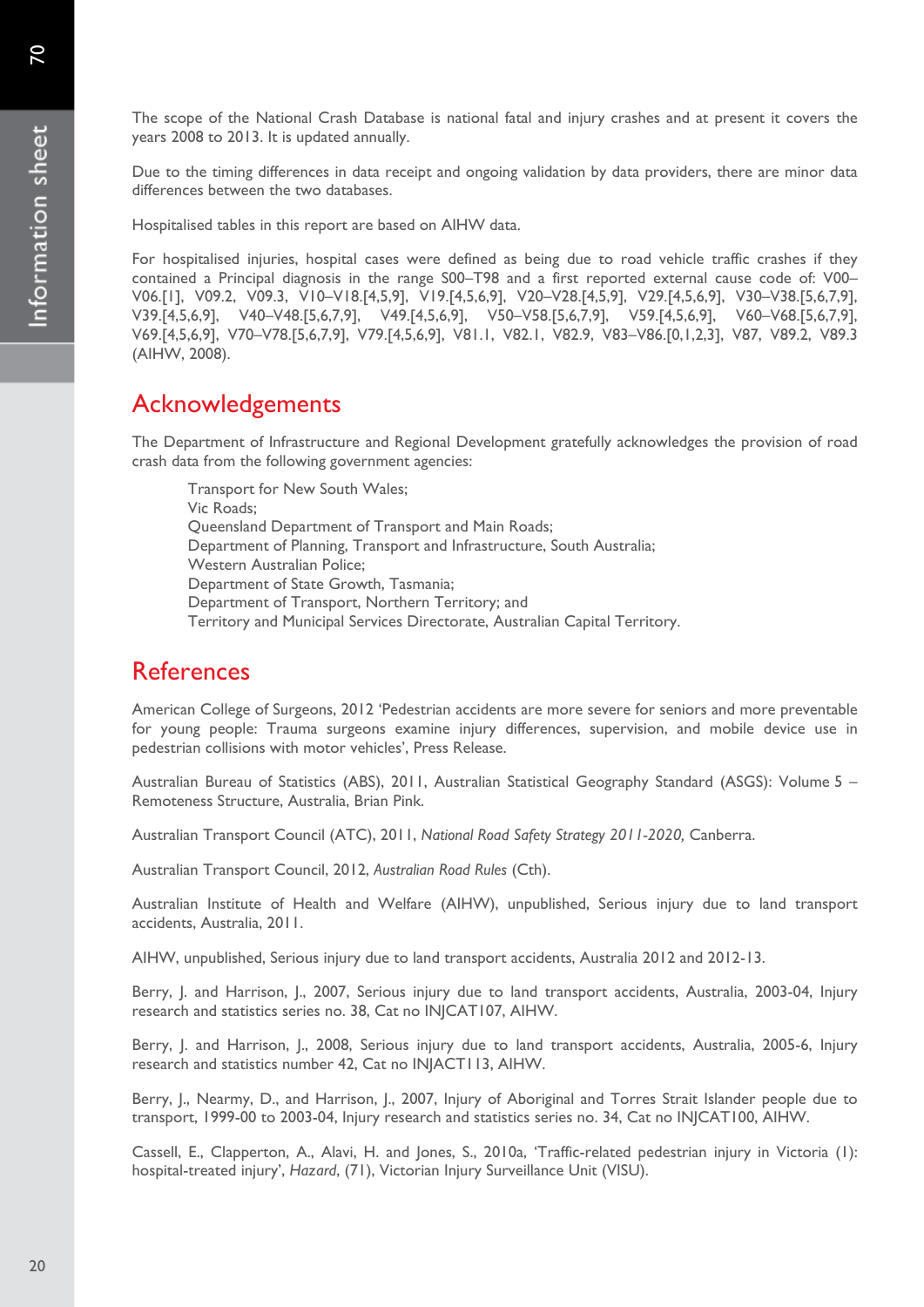The scope of the National Crash Database is national fatal and injury crashes and at present it covers the years 2008 to 2013. It is updated annually.

Due to the timing differences in data receipt and ongoing validation by data providers, there are minor data differences between the two databases.

Hospitalised tables in this report are based on AIHW data.

For hospitalised injuries, hospital cases were defined as being due to road vehicle traffic crashes if they contained a Principal diagnosis in the range S00–T98 and a first reported external cause code of: V00–V06.[1], V09.2, V09.3, V10–V18.[4,5,9], V19.[4,5,6,9], V20–V28.[4,5,9], V29.[4,5,6,9], V30–V38.[5,6,7,9], V39.[4,5,6,9], V40–V48.[5,6,7,9], V49.[4,5,6,9], V50–V58.[5,6,7,9], V59.[4,5,6,9], V60–V68.[5,6,7,9], V69.[4,5,6,9], V70–V78.[5,6,7,9], V79.[4,5,6,9], V81.1, V82.1, V82.9, V83–V86.[0,1,2,3], V87, V89.2, V89.3 (AIHW, 2008).

## Acknowledgements

The Department of Infrastructure and Regional Development gratefully acknowledges the provision of road crash data from the following government agencies:

Transport for New South Wales;  
Vic Roads;  
Queensland Department of Transport and Main Roads;  
Department of Planning, Transport and Infrastructure, South Australia;  
Western Australian Police;  
Department of State Growth, Tasmania;  
Department of Transport, Northern Territory; and  
Territory and Municipal Services Directorate, Australian Capital Territory.

## References

American College of Surgeons, 2012 'Pedestrian accidents are more severe for seniors and more preventable for young people: Trauma surgeons examine injury differences, supervision, and mobile device use in pedestrian collisions with motor vehicles', Press Release.

Australian Bureau of Statistics (ABS), 2011, Australian Statistical Geography Standard (ASGS): Volume 5 – Remoteness Structure, Australia, Brian Pink.

Australian Transport Council (ATC), 2011, *National Road Safety Strategy 2011-2020,* Canberra.

Australian Transport Council, 2012, *Australian Road Rules* (Cth).

Australian Institute of Health and Welfare (AIHW), unpublished, Serious injury due to land transport accidents, Australia, 2011.

AIHW, unpublished, Serious injury due to land transport accidents, Australia 2012 and 2012-13.

Berry, J. and Harrison, J., 2007, Serious injury due to land transport accidents, Australia, 2003-04, Injury research and statistics series no. 38, Cat no INJCAT107, AIHW.

Berry, J. and Harrison, J., 2008, Serious injury due to land transport accidents, Australia, 2005-6, Injury research and statistics number 42, Cat no INJACT113, AIHW.

Berry, J., Nearmy, D., and Harrison, J., 2007, Injury of Aboriginal and Torres Strait Islander people due to transport, 1999-00 to 2003-04, Injury research and statistics series no. 34, Cat no INJCAT100, AIHW.

Cassell, E., Clapperton, A., Alavi, H. and Jones, S., 2010a, 'Traffic-related pedestrian injury in Victoria (1): hospital-treated injury', *Hazard*, (71), Victorian Injury Surveillance Unit (VISU).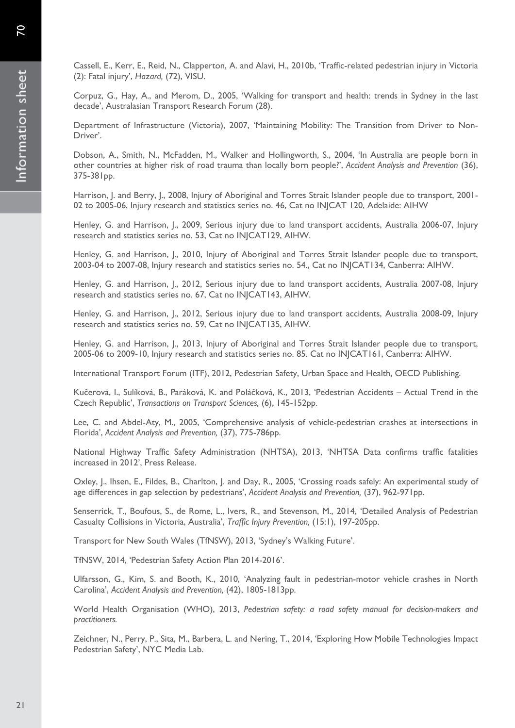Cassell, E., Kerr, E., Reid, N., Clapperton, A. and Alavi, H., 2010b, 'Traffic-related pedestrian injury in Victoria (2): Fatal injury', *Hazard,* (72), VISU.

Corpuz, G., Hay, A., and Merom, D., 2005, 'Walking for transport and health: trends in Sydney in the last decade', Australasian Transport Research Forum (28).

Department of Infrastructure (Victoria), 2007, 'Maintaining Mobility: The Transition from Driver to Non-Driver'.

Dobson, A., Smith, N., McFadden, M., Walker and Hollingworth, S., 2004, 'In Australia are people born in other countries at higher risk of road trauma than locally born people?', *Accident Analysis and Prevention* (36), 375-381pp.

Harrison, J. and Berry, J., 2008, Injury of Aboriginal and Torres Strait Islander people due to transport, 2001-02 to 2005-06, Injury research and statistics series no. 46, Cat no INJCAT 120, Adelaide: AIHW

Henley, G. and Harrison, J., 2009, Serious injury due to land transport accidents, Australia 2006-07, Injury research and statistics series no. 53, Cat no INJCAT129, AIHW.

Henley, G. and Harrison, J., 2010, Injury of Aboriginal and Torres Strait Islander people due to transport, 2003-04 to 2007-08, Injury research and statistics series no. 54., Cat no INJCAT134, Canberra: AIHW.

Henley, G. and Harrison, J., 2012, Serious injury due to land transport accidents, Australia 2007-08, Injury research and statistics series no. 67, Cat no INJCAT143, AIHW.

Henley, G. and Harrison, J., 2012, Serious injury due to land transport accidents, Australia 2008-09, Injury research and statistics series no. 59, Cat no INJCAT135, AIHW.

Henley, G. and Harrison, J., 2013, Injury of Aboriginal and Torres Strait Islander people due to transport, 2005-06 to 2009-10, Injury research and statistics series no. 85. Cat no INJCAT161, Canberra: AIHW.

International Transport Forum (ITF), 2012, Pedestrian Safety, Urban Space and Health, OECD Publishing.

Kučerová, I., Sulíková, B., Paráková, K. and Poláčková, K., 2013, 'Pedestrian Accidents – Actual Trend in the Czech Republic', *Transactions on Transport Sciences,* (6), 145-152pp.

Lee, C. and Abdel-Aty, M., 2005, 'Comprehensive analysis of vehicle-pedestrian crashes at intersections in Florida', *Accident Analysis and Prevention,* (37), 775-786pp.

National Highway Traffic Safety Administration (NHTSA), 2013, 'NHTSA Data confirms traffic fatalities increased in 2012', Press Release.

Oxley, J., Ihsen, E., Fildes, B., Charlton, J. and Day, R., 2005, 'Crossing roads safely: An experimental study of age differences in gap selection by pedestrians', *Accident Analysis and Prevention,* (37), 962-971pp.

Senserrick, T., Boufous, S., de Rome, L., Ivers, R., and Stevenson, M., 2014, 'Detailed Analysis of Pedestrian Casualty Collisions in Victoria, Australia', *Traffic Injury Prevention,* (15:1), 197-205pp.

Transport for New South Wales (TfNSW), 2013, 'Sydney's Walking Future'.

TfNSW, 2014, 'Pedestrian Safety Action Plan 2014-2016'.

Ulfarsson, G., Kim, S. and Booth, K., 2010, 'Analyzing fault in pedestrian-motor vehicle crashes in North Carolina', *Accident Analysis and Prevention,* (42), 1805-1813pp.

World Health Organisation (WHO), 2013, *Pedestrian safety: a road safety manual for decision-makers and practitioners.*

Zeichner, N., Perry, P., Sita, M., Barbera, L. and Nering, T., 2014, 'Exploring How Mobile Technologies Impact Pedestrian Safety', NYC Media Lab.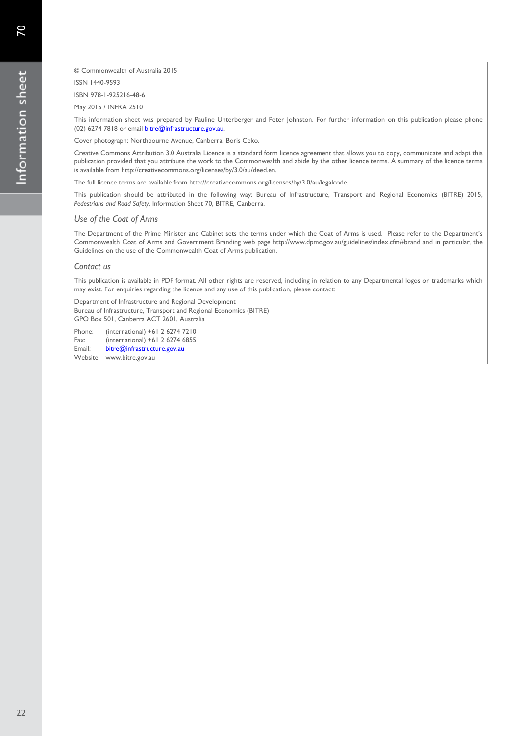© Commonwealth of Australia 2015

ISSN 1440-9593

ISBN 978-1-925216-48-6

May 2015 / INFRA 2510

This information sheet was prepared by Pauline Unterberger and Peter Johnston. For further information on this publication please phone (02) 6274 7818 or email bitre@infrastructure.gov.au.

Cover photograph: Northbourne Avenue, Canberra, Boris Ceko.

Creative Commons Attribution 3.0 Australia Licence is a standard form licence agreement that allows you to copy, communicate and adapt this publication provided that you attribute the work to the Commonwealth and abide by the other licence terms. A summary of the licence terms is available from http://creativecommons.org/licenses/by/3.0/au/deed.en.

The full licence terms are available from http://creativecommons.org/licenses/by/3.0/au/legalcode.

This publication should be attributed in the following way: Bureau of Infrastructure, Transport and Regional Economics (BITRE) 2015, *Pedestrians and Road Safety*, Information Sheet 70, BITRE, Canberra.

### *Use of the Coat of Arms*

The Department of the Prime Minister and Cabinet sets the terms under which the Coat of Arms is used. Please refer to the Department's Commonwealth Coat of Arms and Government Branding web page http://www.dpmc.gov.au/guidelines/index.cfm#brand and in particular, the Guidelines on the use of the Commonwealth Coat of Arms publication.

### *Contact us*

This publication is available in PDF format. All other rights are reserved, including in relation to any Departmental logos or trademarks which may exist. For enquiries regarding the licence and any use of this publication, please contact:

Department of Infrastructure and Regional Development  
Bureau of Infrastructure, Transport and Regional Economics (BITRE)  
GPO Box 501, Canberra ACT 2601, Australia

Phone: (international) +61 2 6274 7210  
Fax: (international) +61 2 6274 6855  
Email: bitre@infrastructure.gov.au  
Website: www.bitre.gov.au